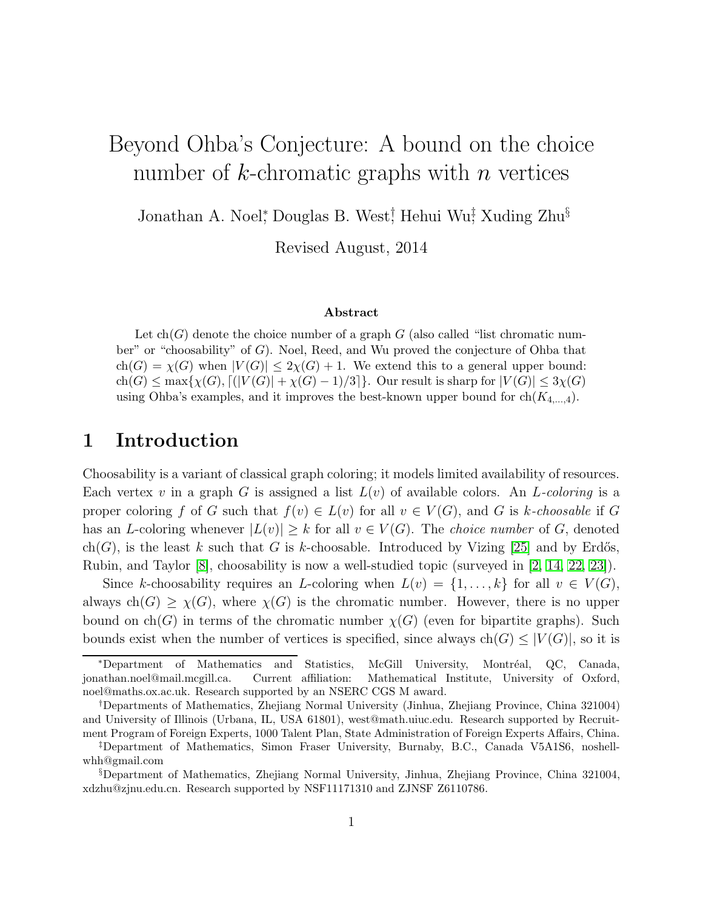# Beyond Ohba's Conjecture: A bound on the choice number of $k$-chromatic graphs with $n$ vertices

Jonathan A. Noel[*], Douglas B. West[†], Hehui Wu[‡], Xuding Zhu[§]

Revised August, 2014

### Abstract

Let $\mathrm{ch}(G)$ denote the choice number of a graph $G$ (also called "list chromatic number" or "choosability" of $G$). Noel, Reed, and Wu proved the conjecture of Ohba that $\mathrm{ch}(G) = \chi(G)$ when $|V(G)| \leq 2\chi(G) + 1$. We extend this to a general upper bound: $\mathrm{ch}(G) \leq \max\{\chi(G), \lceil (|V(G)| + \chi(G) - 1)/3 \rceil\}$. Our result is sharp for $|V(G)| \leq 3\chi(G)$ using Ohba's examples, and it improves the best-known upper bound for $\mathrm{ch}(K_{4,\dots,4})$.

## 1 Introduction

Choosability is a variant of classical graph coloring; it models limited availability of resources. Each vertex $v$ in a graph $G$ is assigned a list $L(v)$ of available colors. An *$L$-coloring* is a proper coloring $f$ of $G$ such that $f(v) \in L(v)$ for all $v \in V(G)$, and $G$ is *$k$-choosable* if $G$ has an $L$-coloring whenever $|L(v)| \geq k$ for all $v \in V(G)$. The *choice number* of $G$, denoted $\mathrm{ch}(G)$, is the least $k$ such that $G$ is $k$-choosable. Introduced by Vizing [25] and by Erdős, Rubin, and Taylor [8], choosability is now a well-studied topic (surveyed in [2, 14, 22, 23]).

Since $k$-choosability requires an $L$-coloring when $L(v) = \{1, \dots, k\}$ for all $v \in V(G)$, always $\mathrm{ch}(G) \geq \chi(G)$, where $\chi(G)$ is the chromatic number. However, there is no upper bound on $\mathrm{ch}(G)$ in terms of the chromatic number $\chi(G)$ (even for bipartite graphs). Such bounds exist when the number of vertices is specified, since always $\mathrm{ch}(G) \leq |V(G)|$, so it is

---

[*] Department of Mathematics and Statistics, McGill University, Montréal, QC, Canada, jonathan.noel@mail.mcgill.ca. Current affiliation: Mathematical Institute, University of Oxford, noel@maths.ox.ac.uk. Research supported by an NSERC CGS M award.

[†] Departments of Mathematics, Zhejiang Normal University (Jinhua, Zhejiang Province, China 321004) and University of Illinois (Urbana, IL, USA 61801), west@math.uiuc.edu. Research supported by Recruitment Program of Foreign Experts, 1000 Talent Plan, State Administration of Foreign Experts Affairs, China.

[‡] Department of Mathematics, Simon Fraser University, Burnaby, B.C., Canada V5A1S6, noshellwhh@gmail.com

[§] Department of Mathematics, Zhejiang Normal University, Jinhua, Zhejiang Province, China 321004, xdzhu@zjnu.edu.cn. Research supported by NSF11171310 and ZJNSF Z6110786.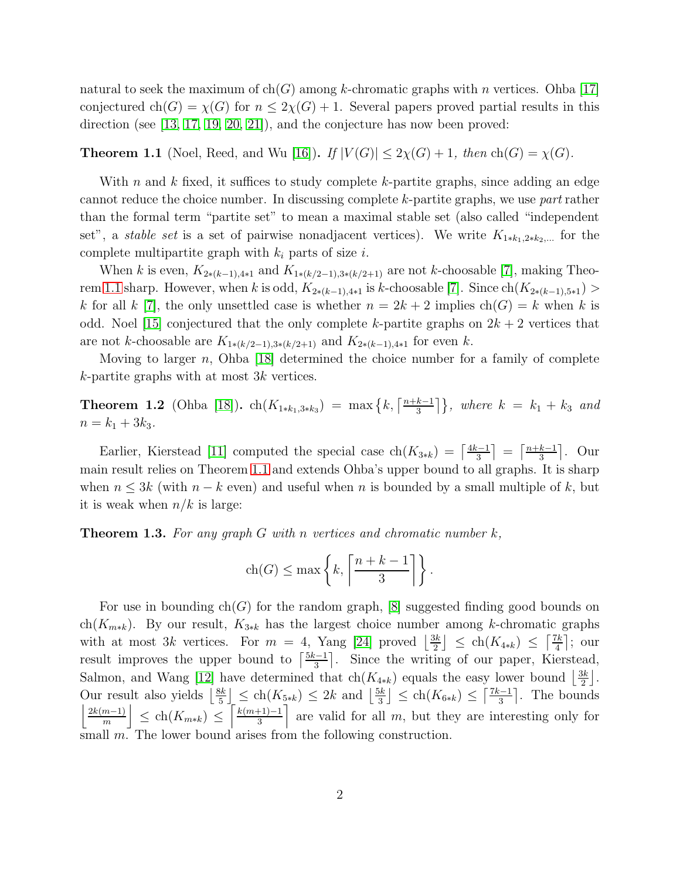natural to seek the maximum of $\mathrm{ch}(G)$ among $k$-chromatic graphs with $n$ vertices. Ohba [17] conjectured $\mathrm{ch}(G) = \chi(G)$ for $n \le 2\chi(G) + 1$. Several papers proved partial results in this direction (see [13, 17, 19, 20, 21]), and the conjecture has now been proved:

**Theorem 1.1** (Noel, Reed, and Wu [16]). *If $|V(G)| \le 2\chi(G) + 1$, then $\mathrm{ch}(G) = \chi(G)$.*

With $n$ and $k$ fixed, it suffices to study complete $k$-partite graphs, since adding an edge cannot reduce the choice number. In discussing complete $k$-partite graphs, we use *part* rather than the formal term "partite set" to mean a maximal stable set (also called "independent set", a *stable set* is a set of pairwise nonadjacent vertices). We write $K_{1*k_1,2*k_2,\ldots}$ for the complete multipartite graph with $k_i$ parts of size $i$.

When $k$ is even, $K_{2*(k-1),4*1}$ and $K_{1*(k/2-1),3*(k/2+1)}$ are not $k$-choosable [7], making Theorem 1.1 sharp. However, when $k$ is odd, $K_{2*(k-1),4*1}$ is $k$-choosable [7]. Since $\mathrm{ch}(K_{2*(k-1),5*1}) > k$ for all $k$ [7], the only unsettled case is whether $n = 2k + 2$ implies $\mathrm{ch}(G) = k$ when $k$ is odd. Noel [15] conjectured that the only complete $k$-partite graphs on $2k + 2$ vertices that are not $k$-choosable are $K_{1*(k/2-1),3*(k/2+1)}$ and $K_{2*(k-1),4*1}$ for even $k$.

Moving to larger $n$, Ohba [18] determined the choice number for a family of complete $k$-partite graphs with at most $3k$ vertices.

**Theorem 1.2** (Ohba [18]). *$\mathrm{ch}(K_{1*k_1,3*k_3}) = \max\left\{k, \left\lceil\frac{n+k-1}{3}\right\rceil\right\}$, where $k = k_1 + k_3$ and $n = k_1 + 3k_3$.*

Earlier, Kierstead [11] computed the special case $\mathrm{ch}(K_{3*k}) = \left\lceil\frac{4k-1}{3}\right\rceil = \left\lceil\frac{n+k-1}{3}\right\rceil$. Our main result relies on Theorem 1.1 and extends Ohba's upper bound to all graphs. It is sharp when $n \le 3k$ (with $n - k$ even) and useful when $n$ is bounded by a small multiple of $k$, but it is weak when $n/k$ is large:

**Theorem 1.3.** *For any graph $G$ with $n$ vertices and chromatic number $k$,*

$$\mathrm{ch}(G) \le \max\left\{k, \left\lceil\frac{n+k-1}{3}\right\rceil\right\}.$$

For use in bounding $\mathrm{ch}(G)$ for the random graph, [8] suggested finding good bounds on $\mathrm{ch}(K_{m*k})$. By our result, $K_{3*k}$ has the largest choice number among $k$-chromatic graphs with at most $3k$ vertices. For $m = 4$, Yang [24] proved $\left\lfloor\frac{3k}{2}\right\rfloor \le \mathrm{ch}(K_{4*k}) \le \left\lceil\frac{7k}{4}\right\rceil$; our result improves the upper bound to $\left\lceil\frac{5k-1}{3}\right\rceil$. Since the writing of our paper, Kierstead, Salmon, and Wang [12] have determined that $\mathrm{ch}(K_{4*k})$ equals the easy lower bound $\left\lfloor\frac{3k}{2}\right\rfloor$. Our result also yields $\left\lfloor\frac{8k}{5}\right\rfloor \le \mathrm{ch}(K_{5*k}) \le 2k$ and $\left\lfloor\frac{5k}{3}\right\rfloor \le \mathrm{ch}(K_{6*k}) \le \left\lceil\frac{7k-1}{3}\right\rceil$. The bounds $\left\lfloor\frac{2k(m-1)}{m}\right\rfloor \le \mathrm{ch}(K_{m*k}) \le \left\lceil\frac{k(m+1)-1}{3}\right\rceil$ are valid for all $m$, but they are interesting only for small $m$. The lower bound arises from the following construction.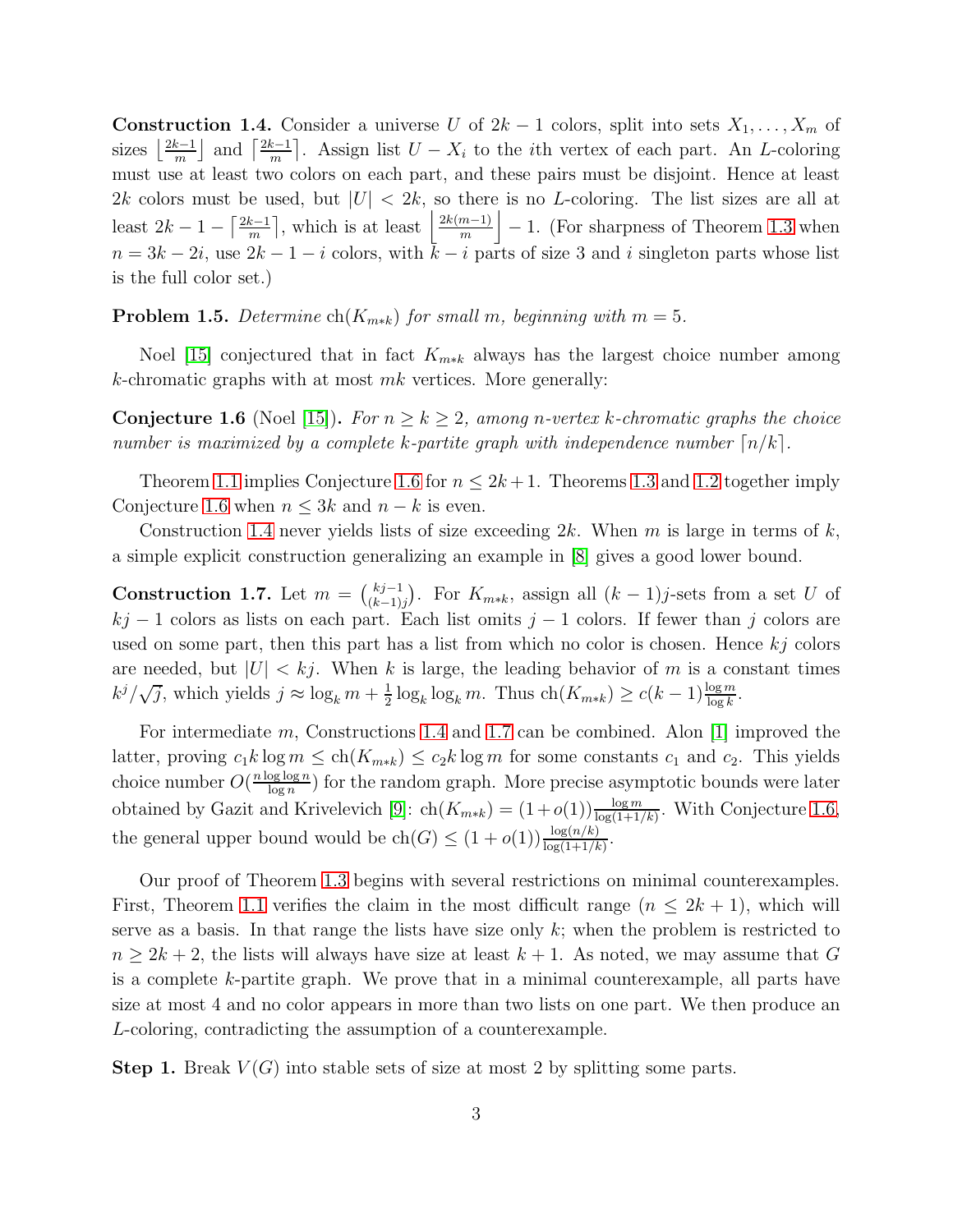**Construction 1.4.** Consider a universe $U$ of $2k-1$ colors, split into sets $X_1, \ldots, X_m$ of sizes $\lfloor \frac{2k-1}{m} \rfloor$ and $\lceil \frac{2k-1}{m} \rceil$. Assign list $U - X_i$ to the $i$th vertex of each part. An $L$-coloring must use at least two colors on each part, and these pairs must be disjoint. Hence at least $2k$ colors must be used, but $|U| < 2k$, so there is no $L$-coloring. The list sizes are all at least $2k-1-\lceil \frac{2k-1}{m} \rceil$, which is at least $\left\lfloor \frac{2k(m-1)}{m} \right\rfloor - 1$. (For sharpness of Theorem 1.3 when $n = 3k - 2i$, use $2k-1-i$ colors, with $k-i$ parts of size 3 and $i$ singleton parts whose list is the full color set.)

**Problem 1.5.** *Determine* $\mathrm{ch}(K_{m*k})$ *for small* $m$*, beginning with* $m = 5$*.*

Noel [15] conjectured that in fact $K_{m*k}$ always has the largest choice number among $k$-chromatic graphs with at most $mk$ vertices. More generally:

**Conjecture 1.6** (Noel [15])**.** *For* $n \geq k \geq 2$*, among* $n$*-vertex* $k$*-chromatic graphs the choice number is maximized by a complete* $k$*-partite graph with independence number* $\lceil n/k \rceil$*.*

Theorem 1.1 implies Conjecture 1.6 for $n \leq 2k+1$. Theorems 1.3 and 1.2 together imply Conjecture 1.6 when $n \leq 3k$ and $n-k$ is even.

Construction 1.4 never yields lists of size exceeding $2k$. When $m$ is large in terms of $k$, a simple explicit construction generalizing an example in [8] gives a good lower bound.

**Construction 1.7.** Let $m = \binom{kj-1}{(k-1)j}$. For $K_{m*k}$, assign all $(k-1)j$-sets from a set $U$ of $kj-1$ colors as lists on each part. Each list omits $j-1$ colors. If fewer than $j$ colors are used on some part, then this part has a list from which no color is chosen. Hence $kj$ colors are needed, but $|U| < kj$. When $k$ is large, the leading behavior of $m$ is a constant times $k^j/\sqrt{j}$, which yields $j \approx \log_k m + \frac{1}{2}\log_k \log_k m$. Thus $\mathrm{ch}(K_{m*k}) \geq c(k-1)\frac{\log m}{\log k}$.

For intermediate $m$, Constructions 1.4 and 1.7 can be combined. Alon [1] improved the latter, proving $c_1 k \log m \leq \mathrm{ch}(K_{m*k}) \leq c_2 k \log m$ for some constants $c_1$ and $c_2$. This yields choice number $O(\frac{n \log\log n}{\log n})$ for the random graph. More precise asymptotic bounds were later obtained by Gazit and Krivelevich [9]: $\mathrm{ch}(K_{m*k}) = (1+o(1))\frac{\log m}{\log(1+1/k)}$. With Conjecture 1.6, the general upper bound would be $\mathrm{ch}(G) \leq (1+o(1))\frac{\log(n/k)}{\log(1+1/k)}$.

Our proof of Theorem 1.3 begins with several restrictions on minimal counterexamples. First, Theorem 1.1 verifies the claim in the most difficult range ($n \leq 2k+1$), which will serve as a basis. In that range the lists have size only $k$; when the problem is restricted to $n \geq 2k+2$, the lists will always have size at least $k+1$. As noted, we may assume that $G$ is a complete $k$-partite graph. We prove that in a minimal counterexample, all parts have size at most 4 and no color appears in more than two lists on one part. We then produce an $L$-coloring, contradicting the assumption of a counterexample.

**Step 1.** Break $V(G)$ into stable sets of size at most 2 by splitting some parts.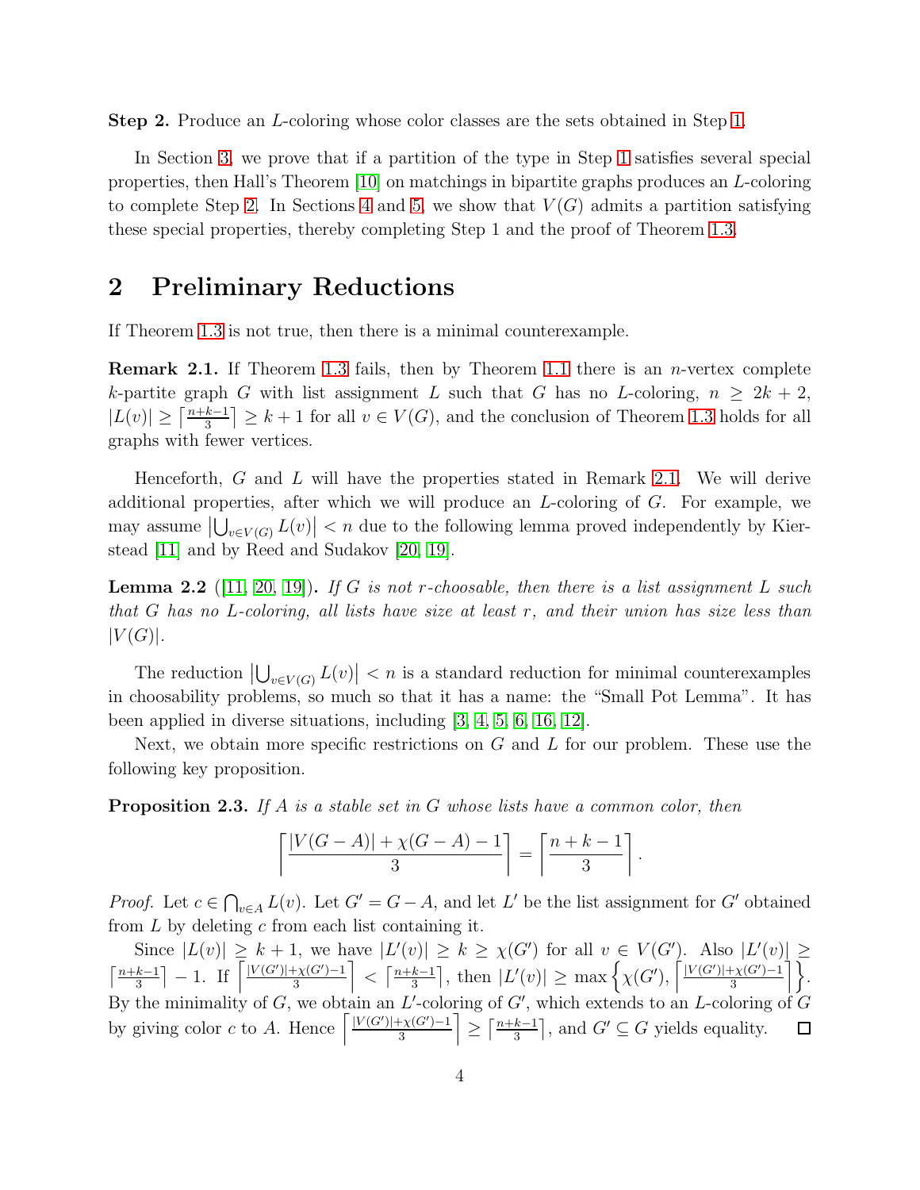**Step 2.** Produce an $L$-coloring whose color classes are the sets obtained in Step 1.

In Section 3, we prove that if a partition of the type in Step 1 satisfies several special properties, then Hall's Theorem [10] on matchings in bipartite graphs produces an $L$-coloring to complete Step 2. In Sections 4 and 5, we show that $V(G)$ admits a partition satisfying these special properties, thereby completing Step 1 and the proof of Theorem 1.3.

## 2 Preliminary Reductions

If Theorem 1.3 is not true, then there is a minimal counterexample.

**Remark 2.1.** If Theorem 1.3 fails, then by Theorem 1.1 there is an $n$-vertex complete $k$-partite graph $G$ with list assignment $L$ such that $G$ has no $L$-coloring, $n \geq 2k+2$, $|L(v)| \geq \left\lceil \frac{n+k-1}{3} \right\rceil \geq k+1$ for all $v \in V(G)$, and the conclusion of Theorem 1.3 holds for all graphs with fewer vertices.

Henceforth, $G$ and $L$ will have the properties stated in Remark 2.1. We will derive additional properties, after which we will produce an $L$-coloring of $G$. For example, we may assume $\left|\bigcup_{v \in V(G)} L(v)\right| < n$ due to the following lemma proved independently by Kierstead [11] and by Reed and Sudakov [20, 19].

**Lemma 2.2** ([11, 20, 19]). *If $G$ is not $r$-choosable, then there is a list assignment $L$ such that $G$ has no $L$-coloring, all lists have size at least $r$, and their union has size less than $|V(G)|$.*

The reduction $\left|\bigcup_{v \in V(G)} L(v)\right| < n$ is a standard reduction for minimal counterexamples in choosability problems, so much so that it has a name: the "Small Pot Lemma". It has been applied in diverse situations, including [3, 4, 5, 6, 16, 12].

Next, we obtain more specific restrictions on $G$ and $L$ for our problem. These use the following key proposition.

**Proposition 2.3.** *If $A$ is a stable set in $G$ whose lists have a common color, then*

$$\left\lceil \frac{|V(G-A)| + \chi(G-A) - 1}{3} \right\rceil = \left\lceil \frac{n+k-1}{3} \right\rceil .$$

*Proof.* Let $c \in \bigcap_{v \in A} L(v)$. Let $G' = G - A$, and let $L'$ be the list assignment for $G'$ obtained from $L$ by deleting $c$ from each list containing it.

Since $|L(v)| \geq k+1$, we have $|L'(v)| \geq k \geq \chi(G')$ for all $v \in V(G')$. Also $|L'(v)| \geq \left\lceil \frac{n+k-1}{3} \right\rceil - 1$. If $\left\lceil \frac{|V(G')|+\chi(G')-1}{3} \right\rceil < \left\lceil \frac{n+k-1}{3} \right\rceil$, then $|L'(v)| \geq \max\left\{\chi(G'), \left\lceil \frac{|V(G')|+\chi(G')-1}{3} \right\rceil\right\}$. By the minimality of $G$, we obtain an $L'$-coloring of $G'$, which extends to an $L$-coloring of $G$ by giving color $c$ to $A$. Hence $\left\lceil \frac{|V(G')|+\chi(G')-1}{3} \right\rceil \geq \left\lceil \frac{n+k-1}{3} \right\rceil$, and $G' \subseteq G$ yields equality. $\square$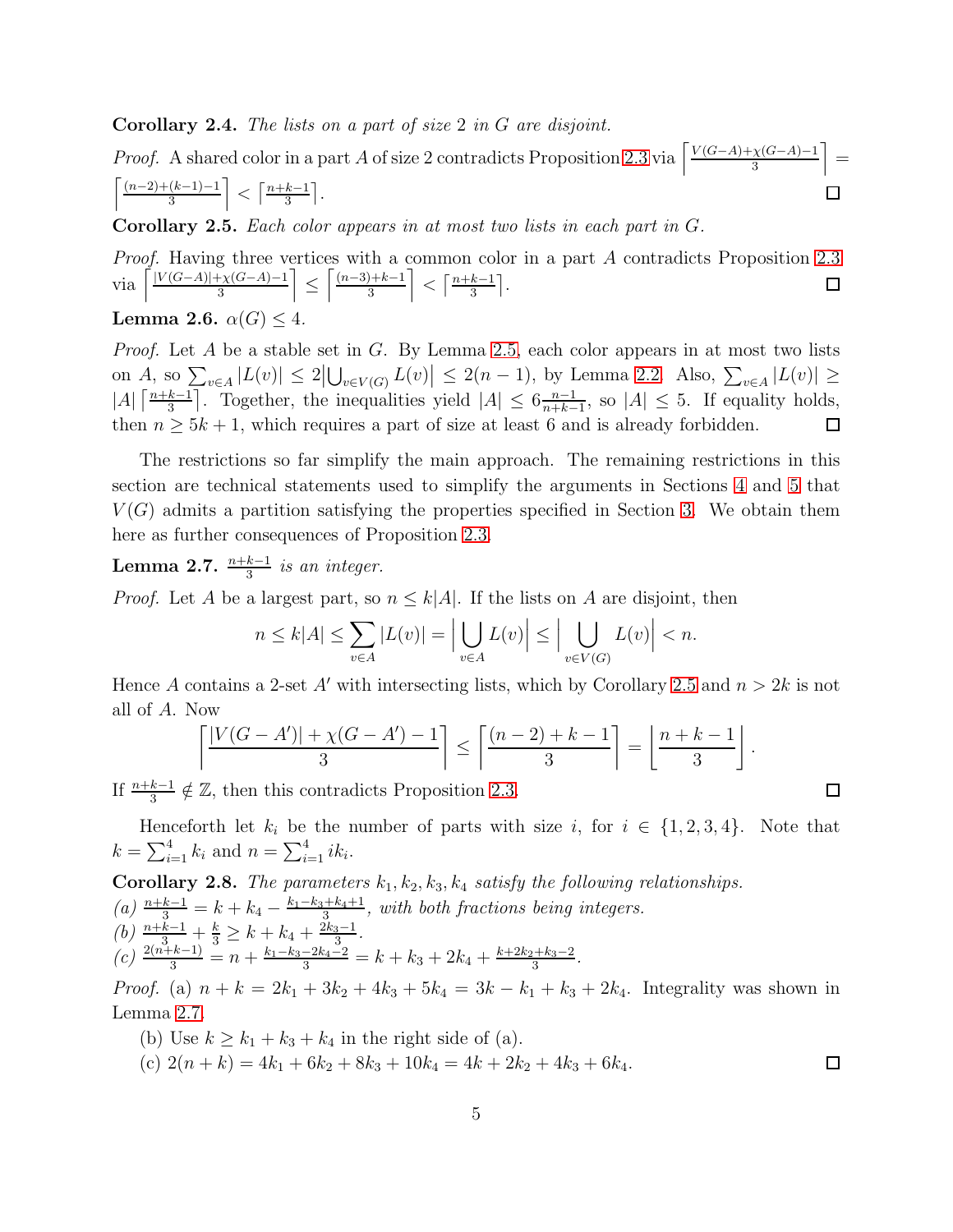**Corollary 2.4.** *The lists on a part of size 2 in G are disjoint.*

*Proof.* A shared color in a part $A$ of size 2 contradicts Proposition 2.3 via $\left\lceil \frac{V(G-A)+\chi(G-A)-1}{3} \right\rceil = \left\lceil \frac{(n-2)+(k-1)-1}{3} \right\rceil < \left\lceil \frac{n+k-1}{3} \right\rceil$. □

**Corollary 2.5.** *Each color appears in at most two lists in each part in G.*

*Proof.* Having three vertices with a common color in a part $A$ contradicts Proposition 2.3 via $\left\lceil \frac{|V(G-A)|+\chi(G-A)-1}{3} \right\rceil \leq \left\lceil \frac{(n-3)+k-1}{3} \right\rceil < \left\lceil \frac{n+k-1}{3} \right\rceil$. □

**Lemma 2.6.** $\alpha(G) \leq 4$.

*Proof.* Let $A$ be a stable set in $G$. By Lemma 2.5, each color appears in at most two lists on $A$, so $\sum_{v\in A} |L(v)| \leq 2\left|\bigcup_{v\in V(G)} L(v)\right| \leq 2(n-1)$, by Lemma 2.2. Also, $\sum_{v\in A} |L(v)| \geq |A| \left\lceil \frac{n+k-1}{3} \right\rceil$. Together, the inequalities yield $|A| \leq 6\frac{n-1}{n+k-1}$, so $|A| \leq 5$. If equality holds, then $n \geq 5k+1$, which requires a part of size at least 6 and is already forbidden. □

The restrictions so far simplify the main approach. The remaining restrictions in this section are technical statements used to simplify the arguments in Sections 4 and 5 that $V(G)$ admits a partition satisfying the properties specified in Section 3. We obtain them here as further consequences of Proposition 2.3.

**Lemma 2.7.** $\frac{n+k-1}{3}$ *is an integer.*

*Proof.* Let $A$ be a largest part, so $n \leq k|A|$. If the lists on $A$ are disjoint, then

$$n \leq k|A| \leq \sum_{v\in A} |L(v)| = \left| \bigcup_{v\in A} L(v) \right| \leq \left| \bigcup_{v\in V(G)} L(v) \right| < n.$$

Hence $A$ contains a 2-set $A'$ with intersecting lists, which by Corollary 2.5 and $n > 2k$ is not all of $A$. Now

$$\left\lceil \frac{|V(G-A')|+\chi(G-A')-1}{3} \right\rceil \leq \left\lceil \frac{(n-2)+k-1}{3} \right\rceil = \left\lfloor \frac{n+k-1}{3} \right\rfloor.$$

If $\frac{n+k-1}{3} \notin \mathbb{Z}$, then this contradicts Proposition 2.3. □

Henceforth let $k_i$ be the number of parts with size $i$, for $i \in \{1,2,3,4\}$. Note that $k = \sum_{i=1}^{4} k_i$ and $n = \sum_{i=1}^{4} ik_i$.

**Corollary 2.8.** *The parameters $k_1, k_2, k_3, k_4$ satisfy the following relationships.*
*(a)* $\frac{n+k-1}{3} = k + k_4 - \frac{k_1-k_3+k_4+1}{3}$, *with both fractions being integers.*
*(b)* $\frac{n+k-1}{3} + \frac{k}{3} \geq k + k_4 + \frac{2k_3-1}{3}$.
*(c)* $\frac{2(n+k-1)}{3} = n + \frac{k_1-k_3-2k_4-2}{3} = k + k_3 + 2k_4 + \frac{k+2k_2+k_3-2}{3}$.

*Proof.* (a) $n + k = 2k_1 + 3k_2 + 4k_3 + 5k_4 = 3k - k_1 + k_3 + 2k_4$. Integrality was shown in Lemma 2.7.

(b) Use $k \geq k_1 + k_3 + k_4$ in the right side of (a).

(c) $2(n + k) = 4k_1 + 6k_2 + 8k_3 + 10k_4 = 4k + 2k_2 + 4k_3 + 6k_4$. □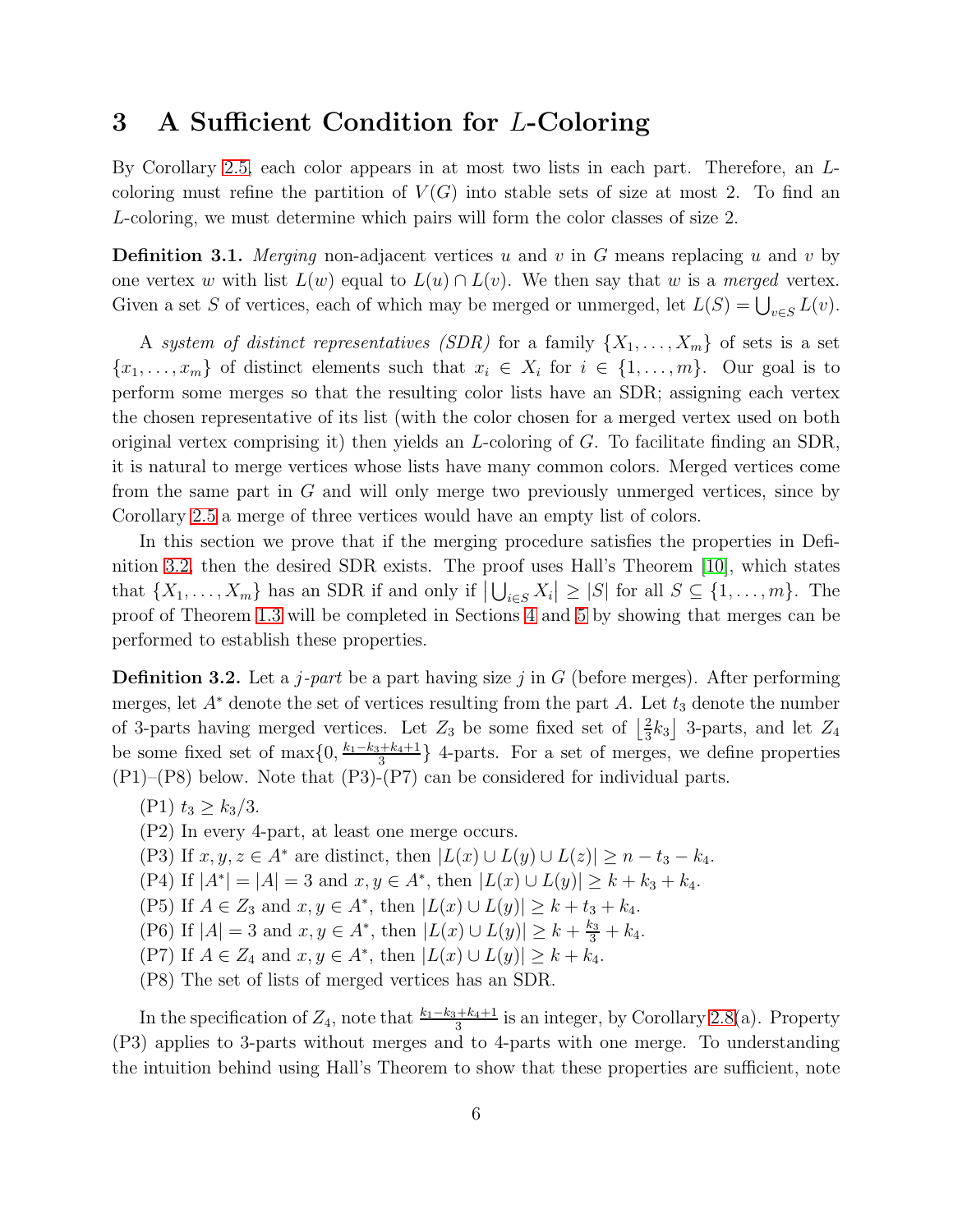## 3 A Sufficient Condition for $L$-Coloring

By Corollary 2.5, each color appears in at most two lists in each part. Therefore, an $L$-coloring must refine the partition of $V(G)$ into stable sets of size at most 2. To find an $L$-coloring, we must determine which pairs will form the color classes of size 2.

**Definition 3.1.** *Merging* non-adjacent vertices $u$ and $v$ in $G$ means replacing $u$ and $v$ by one vertex $w$ with list $L(w)$ equal to $L(u) \cap L(v)$. We then say that $w$ is a *merged* vertex. Given a set $S$ of vertices, each of which may be merged or unmerged, let $L(S) = \bigcup_{v \in S} L(v)$.

A *system of distinct representatives (SDR)* for a family $\{X_1, \ldots, X_m\}$ of sets is a set $\{x_1, \ldots, x_m\}$ of distinct elements such that $x_i \in X_i$ for $i \in \{1, \ldots, m\}$. Our goal is to perform some merges so that the resulting color lists have an SDR; assigning each vertex the chosen representative of its list (with the color chosen for a merged vertex used on both original vertex comprising it) then yields an $L$-coloring of $G$. To facilitate finding an SDR, it is natural to merge vertices whose lists have many common colors. Merged vertices come from the same part in $G$ and will only merge two previously unmerged vertices, since by Corollary 2.5 a merge of three vertices would have an empty list of colors.

In this section we prove that if the merging procedure satisfies the properties in Definition 3.2, then the desired SDR exists. The proof uses Hall's Theorem [10], which states that $\{X_1, \ldots, X_m\}$ has an SDR if and only if $\left|\bigcup_{i \in S} X_i\right| \geq |S|$ for all $S \subseteq \{1, \ldots, m\}$. The proof of Theorem 1.3 will be completed in Sections 4 and 5 by showing that merges can be performed to establish these properties.

**Definition 3.2.** Let a *$j$-part* be a part having size $j$ in $G$ (before merges). After performing merges, let $A^*$ denote the set of vertices resulting from the part $A$. Let $t_3$ denote the number of 3-parts having merged vertices. Let $Z_3$ be some fixed set of $\left\lfloor \frac{2}{3}k_3 \right\rfloor$ 3-parts, and let $Z_4$ be some fixed set of $\max\{0, \frac{k_1 - k_3 + k_4 + 1}{3}\}$ 4-parts. For a set of merges, we define properties (P1)–(P8) below. Note that (P3)-(P7) can be considered for individual parts.

(P1) $t_3 \geq k_3/3$.

(P2) In every 4-part, at least one merge occurs.

(P3) If $x, y, z \in A^*$ are distinct, then $|L(x) \cup L(y) \cup L(z)| \geq n - t_3 - k_4$.

(P4) If $|A^*| = |A| = 3$ and $x, y \in A^*$, then $|L(x) \cup L(y)| \geq k + k_3 + k_4$.

(P5) If $A \in Z_3$ and $x, y \in A^*$, then $|L(x) \cup L(y)| \geq k + t_3 + k_4$.

(P6) If $|A| = 3$ and $x, y \in A^*$, then $|L(x) \cup L(y)| \geq k + \frac{k_3}{3} + k_4$.

(P7) If $A \in Z_4$ and $x, y \in A^*$, then $|L(x) \cup L(y)| \geq k + k_4$.

(P8) The set of lists of merged vertices has an SDR.

In the specification of $Z_4$, note that $\frac{k_1 - k_3 + k_4 + 1}{3}$ is an integer, by Corollary 2.8(a). Property (P3) applies to 3-parts without merges and to 4-parts with one merge. To understanding the intuition behind using Hall's Theorem to show that these properties are sufficient, note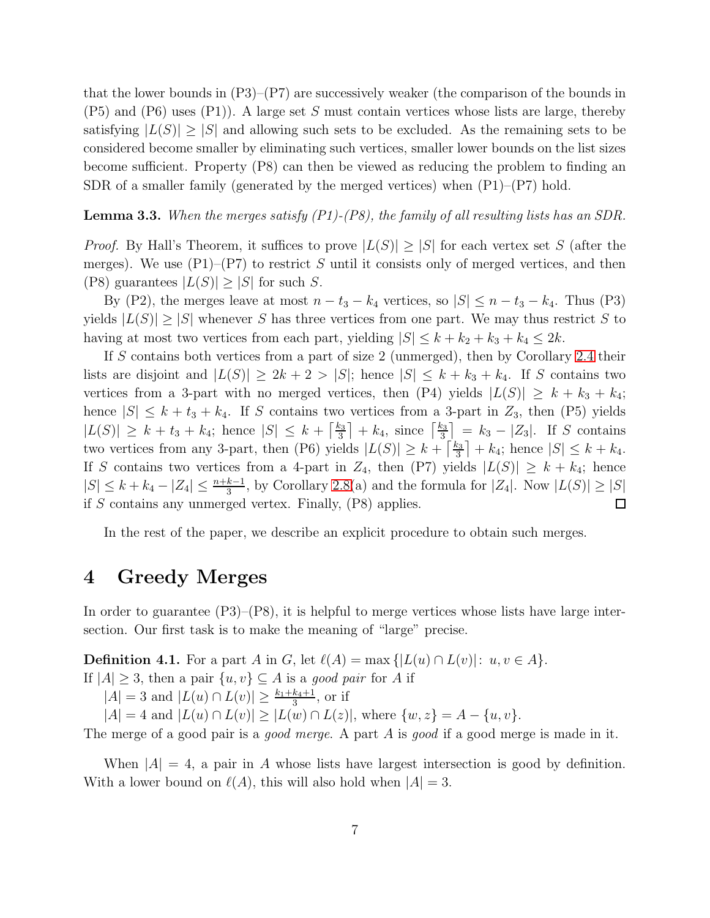that the lower bounds in (P3)–(P7) are successively weaker (the comparison of the bounds in (P5) and (P6) uses (P1)). A large set $S$ must contain vertices whose lists are large, thereby satisfying $|L(S)| \geq |S|$ and allowing such sets to be excluded. As the remaining sets to be considered become smaller by eliminating such vertices, smaller lower bounds on the list sizes become sufficient. Property (P8) can then be viewed as reducing the problem to finding an SDR of a smaller family (generated by the merged vertices) when (P1)–(P7) hold.

**Lemma 3.3.** *When the merges satisfy (P1)-(P8), the family of all resulting lists has an SDR.*

*Proof.* By Hall's Theorem, it suffices to prove $|L(S)| \geq |S|$ for each vertex set $S$ (after the merges). We use (P1)–(P7) to restrict $S$ until it consists only of merged vertices, and then (P8) guarantees $|L(S)| \geq |S|$ for such $S$.

By (P2), the merges leave at most $n - t_3 - k_4$ vertices, so $|S| \leq n - t_3 - k_4$. Thus (P3) yields $|L(S)| \geq |S|$ whenever $S$ has three vertices from one part. We may thus restrict $S$ to having at most two vertices from each part, yielding $|S| \leq k + k_2 + k_3 + k_4 \leq 2k$.

If $S$ contains both vertices from a part of size 2 (unmerged), then by Corollary 2.4 their lists are disjoint and $|L(S)| \geq 2k + 2 > |S|$; hence $|S| \leq k + k_3 + k_4$. If $S$ contains two vertices from a 3-part with no merged vertices, then (P4) yields $|L(S)| \geq k + k_3 + k_4$; hence $|S| \leq k + t_3 + k_4$. If $S$ contains two vertices from a 3-part in $Z_3$, then (P5) yields $|L(S)| \geq k + t_3 + k_4$; hence $|S| \leq k + \left\lceil \frac{k_3}{3} \right\rceil + k_4$, since $\left\lceil \frac{k_3}{3} \right\rceil = k_3 - |Z_3|$. If $S$ contains two vertices from any 3-part, then (P6) yields $|L(S)| \geq k + \left\lceil \frac{k_3}{3} \right\rceil + k_4$; hence $|S| \leq k + k_4$. If $S$ contains two vertices from a 4-part in $Z_4$, then (P7) yields $|L(S)| \geq k + k_4$; hence $|S| \leq k + k_4 - |Z_4| \leq \frac{n+k-1}{3}$, by Corollary 2.8(a) and the formula for $|Z_4|$. Now $|L(S)| \geq |S|$ if $S$ contains any unmerged vertex. Finally, (P8) applies. $\square$

In the rest of the paper, we describe an explicit procedure to obtain such merges.

# 4 Greedy Merges

In order to guarantee (P3)–(P8), it is helpful to merge vertices whose lists have large intersection. Our first task is to make the meaning of "large" precise.

**Definition 4.1.** For a part $A$ in $G$, let $\ell(A) = \max \{|L(u) \cap L(v)|\colon u, v \in A\}$.
If $|A| \geq 3$, then a pair $\{u, v\} \subseteq A$ is a *good pair* for $A$ if
$|A| = 3$ and $|L(u) \cap L(v)| \geq \frac{k_1+k_4+1}{3}$, or if
$|A| = 4$ and $|L(u) \cap L(v)| \geq |L(w) \cap L(z)|$, where $\{w, z\} = A - \{u, v\}$.
The merge of a good pair is a *good merge*. A part $A$ is *good* if a good merge is made in it.

When $|A| = 4$, a pair in $A$ whose lists have largest intersection is good by definition. With a lower bound on $\ell(A)$, this will also hold when $|A| = 3$.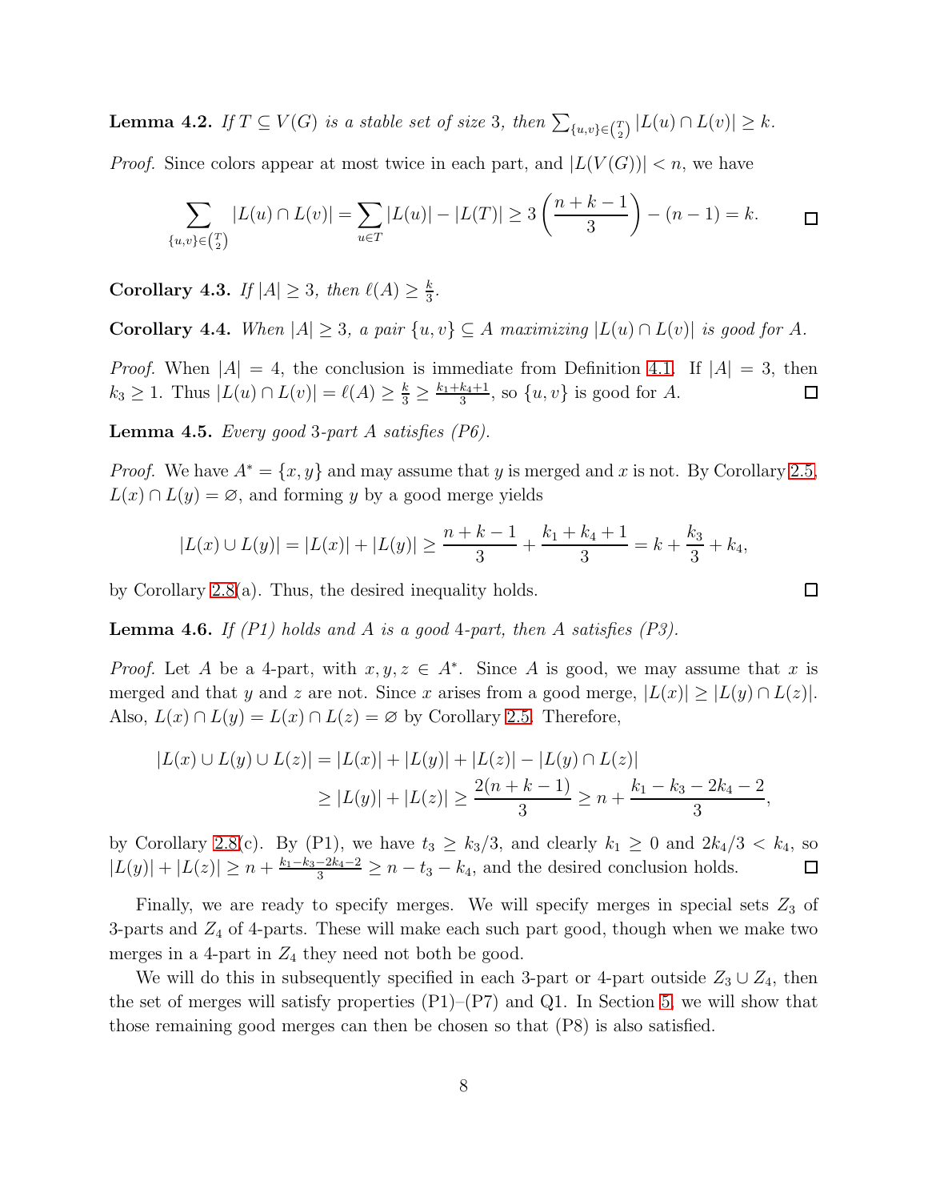**Lemma 4.2.** *If $T \subseteq V(G)$ is a stable set of size 3, then $\sum_{\{u,v\}\in\binom{T}{2}} |L(u) \cap L(v)| \geq k$.*

*Proof.* Since colors appear at most twice in each part, and $|L(V(G))| < n$, we have

$$\sum_{\{u,v\}\in\binom{T}{2}} |L(u) \cap L(v)| = \sum_{u \in T} |L(u)| - |L(T)| \geq 3\left(\frac{n+k-1}{3}\right) - (n-1) = k. \qquad \square$$

**Corollary 4.3.** *If $|A| \geq 3$, then $\ell(A) \geq \frac{k}{3}$.*

**Corollary 4.4.** *When $|A| \geq 3$, a pair $\{u,v\} \subseteq A$ maximizing $|L(u) \cap L(v)|$ is good for $A$.*

*Proof.* When $|A| = 4$, the conclusion is immediate from Definition 4.1. If $|A| = 3$, then $k_3 \geq 1$. Thus $|L(u) \cap L(v)| = \ell(A) \geq \frac{k}{3} \geq \frac{k_1+k_4+1}{3}$, so $\{u,v\}$ is good for $A$. $\square$

**Lemma 4.5.** *Every good 3-part $A$ satisfies (P6).*

*Proof.* We have $A^* = \{x, y\}$ and may assume that $y$ is merged and $x$ is not. By Corollary 2.5, $L(x) \cap L(y) = \varnothing$, and forming $y$ by a good merge yields

$$|L(x) \cup L(y)| = |L(x)| + |L(y)| \geq \frac{n+k-1}{3} + \frac{k_1+k_4+1}{3} = k + \frac{k_3}{3} + k_4,$$

by Corollary 2.8(a). Thus, the desired inequality holds. $\square$

**Lemma 4.6.** *If (P1) holds and $A$ is a good 4-part, then $A$ satisfies (P3).*

*Proof.* Let $A$ be a 4-part, with $x, y, z \in A^*$. Since $A$ is good, we may assume that $x$ is merged and that $y$ and $z$ are not. Since $x$ arises from a good merge, $|L(x)| \geq |L(y) \cap L(z)|$. Also, $L(x) \cap L(y) = L(x) \cap L(z) = \varnothing$ by Corollary 2.5. Therefore,

$$\begin{aligned} |L(x) \cup L(y) \cup L(z)| &= |L(x)| + |L(y)| + |L(z)| - |L(y) \cap L(z)| \\ &\geq |L(y)| + |L(z)| \geq \frac{2(n+k-1)}{3} \geq n + \frac{k_1 - k_3 - 2k_4 - 2}{3}, \end{aligned}$$

by Corollary 2.8(c). By (P1), we have $t_3 \geq k_3/3$, and clearly $k_1 \geq 0$ and $2k_4/3 < k_4$, so $|L(y)| + |L(z)| \geq n + \frac{k_1-k_3-2k_4-2}{3} \geq n - t_3 - k_4$, and the desired conclusion holds. $\square$

Finally, we are ready to specify merges. We will specify merges in special sets $Z_3$ of 3-parts and $Z_4$ of 4-parts. These will make each such part good, though when we make two merges in a 4-part in $Z_4$ they need not both be good.

We will do this in subsequently specified in each 3-part or 4-part outside $Z_3 \cup Z_4$, then the set of merges will satisfy properties (P1)–(P7) and Q1. In Section 5, we will show that those remaining good merges can then be chosen so that (P8) is also satisfied.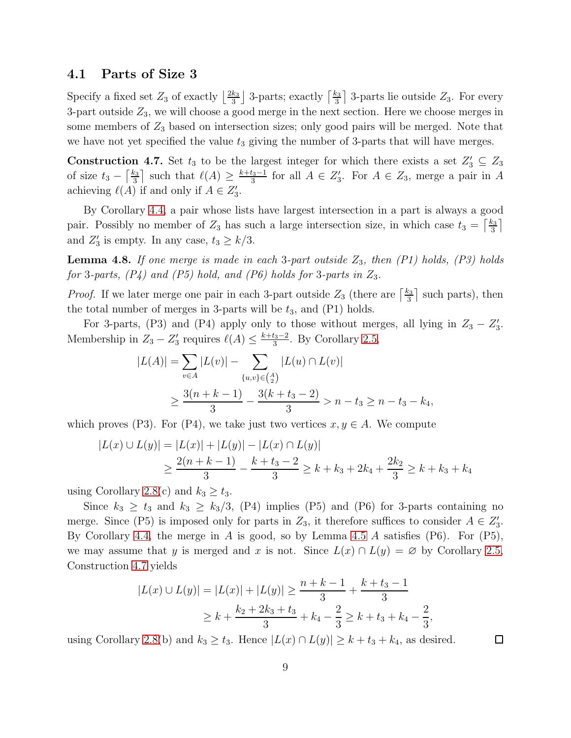### 4.1 Parts of Size 3

Specify a fixed set $Z_3$ of exactly $\lfloor \frac{2k_3}{3} \rfloor$ 3-parts; exactly $\lceil \frac{k_3}{3} \rceil$ 3-parts lie outside $Z_3$. For every 3-part outside $Z_3$, we will choose a good merge in the next section. Here we choose merges in some members of $Z_3$ based on intersection sizes; only good pairs will be merged. Note that we have not yet specified the value $t_3$ giving the number of 3-parts that will have merges.

**Construction 4.7.** Set $t_3$ to be the largest integer for which there exists a set $Z_3' \subseteq Z_3$ of size $t_3 - \lceil \frac{k_3}{3} \rceil$ such that $\ell(A) \geq \frac{k+t_3-1}{3}$ for all $A \in Z_3'$. For $A \in Z_3$, merge a pair in $A$ achieving $\ell(A)$ if and only if $A \in Z_3'$.

By Corollary 4.4, a pair whose lists have largest intersection in a part is always a good pair. Possibly no member of $Z_3$ has such a large intersection size, in which case $t_3 = \lceil \frac{k_3}{3} \rceil$ and $Z_3'$ is empty. In any case, $t_3 \geq k/3$.

**Lemma 4.8.** *If one merge is made in each 3-part outside $Z_3$, then (P1) holds, (P3) holds for 3-parts, (P4) and (P5) hold, and (P6) holds for 3-parts in $Z_3$.*

*Proof.* If we later merge one pair in each 3-part outside $Z_3$ (there are $\lceil \frac{k_3}{3} \rceil$ such parts), then the total number of merges in 3-parts will be $t_3$, and (P1) holds.

For 3-parts, (P3) and (P4) apply only to those without merges, all lying in $Z_3 - Z_3'$. Membership in $Z_3 - Z_3'$ requires $\ell(A) \leq \frac{k+t_3-2}{3}$. By Corollary 2.5,

$$
\begin{aligned}
|L(A)| &= \sum_{v \in A} |L(v)| - \sum_{\{u,v\} \in \binom{A}{2}} |L(u) \cap L(v)| \\
&\geq \frac{3(n+k-1)}{3} - \frac{3(k+t_3-2)}{3} > n - t_3 \geq n - t_3 - k_4,
\end{aligned}
$$

which proves (P3). For (P4), we take just two vertices $x, y \in A$. We compute

$$
\begin{aligned}
|L(x) \cup L(y)| &= |L(x)| + |L(y)| - |L(x) \cap L(y)| \\
&\geq \frac{2(n+k-1)}{3} - \frac{k+t_3-2}{3} \geq k + k_3 + 2k_4 + \frac{2k_2}{3} \geq k + k_3 + k_4
\end{aligned}
$$

using Corollary 2.8(c) and $k_3 \geq t_3$.

Since $k_3 \geq t_3$ and $k_3 \geq k_3/3$, (P4) implies (P5) and (P6) for 3-parts containing no merge. Since (P5) is imposed only for parts in $Z_3$, it therefore suffices to consider $A \in Z_3'$. By Corollary 4.4, the merge in $A$ is good, so by Lemma 4.5 $A$ satisfies (P6). For (P5), we may assume that $y$ is merged and $x$ is not. Since $L(x) \cap L(y) = \varnothing$ by Corollary 2.5, Construction 4.7 yields

$$
\begin{aligned}
|L(x) \cup L(y)| = |L(x)| + |L(y)| &\geq \frac{n+k-1}{3} + \frac{k+t_3-1}{3} \\
&\geq k + \frac{k_2 + 2k_3 + t_3}{3} + k_4 - \frac{2}{3} \geq k + t_3 + k_4 - \frac{2}{3},
\end{aligned}
$$

using Corollary 2.8(b) and $k_3 \geq t_3$. Hence $|L(x) \cap L(y)| \geq k + t_3 + k_4$, as desired. $\square$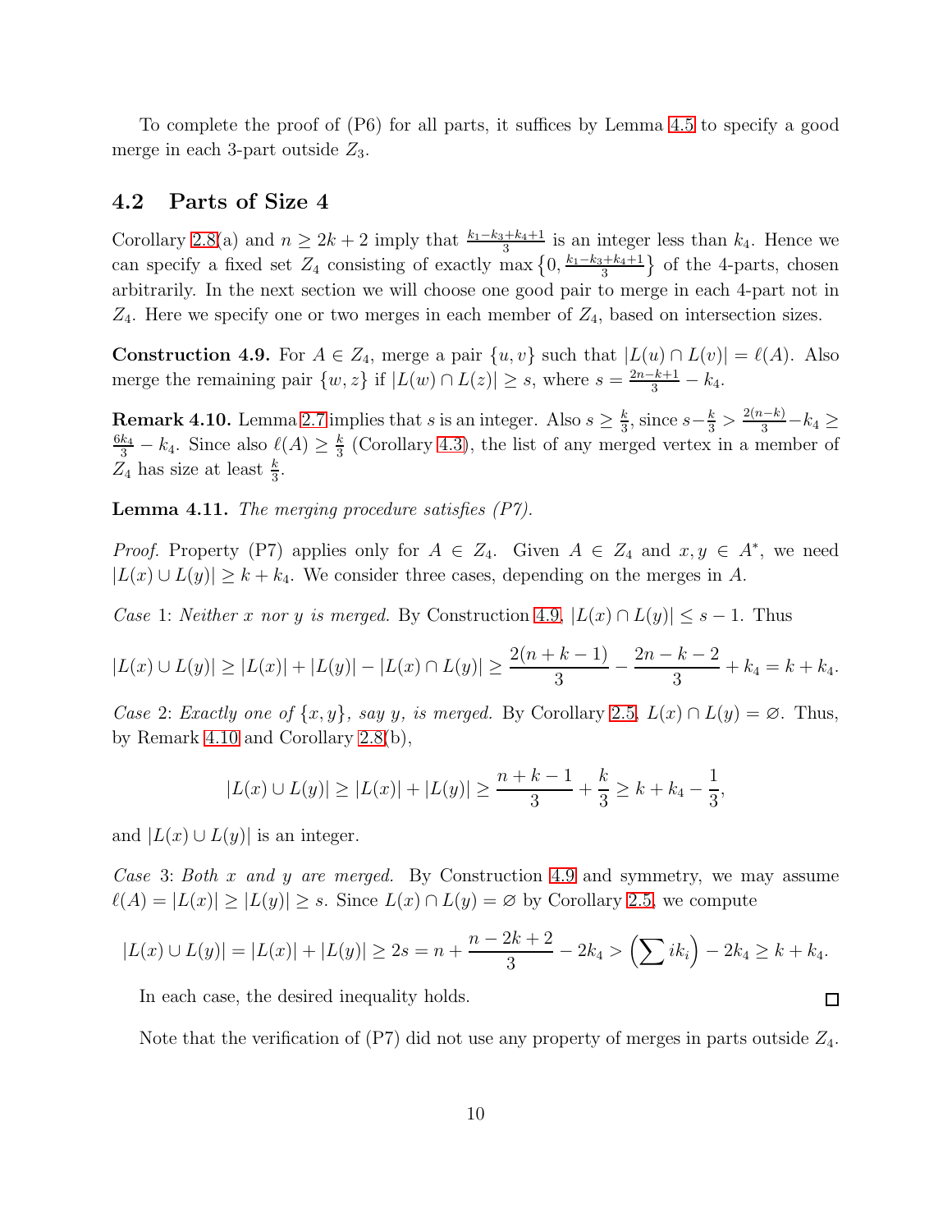To complete the proof of (P6) for all parts, it suffices by Lemma 4.5 to specify a good merge in each 3-part outside $Z_3$.

## 4.2 Parts of Size 4

Corollary 2.8(a) and $n \geq 2k+2$ imply that $\frac{k_1-k_3+k_4+1}{3}$ is an integer less than $k_4$. Hence we can specify a fixed set $Z_4$ consisting of exactly $\max\left\{0, \frac{k_1-k_3+k_4+1}{3}\right\}$ of the 4-parts, chosen arbitrarily. In the next section we will choose one good pair to merge in each 4-part not in $Z_4$. Here we specify one or two merges in each member of $Z_4$, based on intersection sizes.

**Construction 4.9.** For $A \in Z_4$, merge a pair $\{u, v\}$ such that $|L(u) \cap L(v)| = \ell(A)$. Also merge the remaining pair $\{w, z\}$ if $|L(w) \cap L(z)| \geq s$, where $s = \frac{2n-k+1}{3} - k_4$.

**Remark 4.10.** Lemma 2.7 implies that $s$ is an integer. Also $s \geq \frac{k}{3}$, since $s - \frac{k}{3} > \frac{2(n-k)}{3} - k_4 \geq \frac{6k_4}{3} - k_4$. Since also $\ell(A) \geq \frac{k}{3}$ (Corollary 4.3), the list of any merged vertex in a member of $Z_4$ has size at least $\frac{k}{3}$.

**Lemma 4.11.** *The merging procedure satisfies (P7).*

*Proof.* Property (P7) applies only for $A \in Z_4$. Given $A \in Z_4$ and $x, y \in A^*$, we need $|L(x) \cup L(y)| \geq k + k_4$. We consider three cases, depending on the merges in $A$.

*Case* 1: *Neither $x$ nor $y$ is merged.* By Construction 4.9, $|L(x) \cap L(y)| \leq s - 1$. Thus

$$|L(x) \cup L(y)| \geq |L(x)| + |L(y)| - |L(x) \cap L(y)| \geq \frac{2(n+k-1)}{3} - \frac{2n-k-2}{3} + k_4 = k + k_4.$$

*Case* 2: *Exactly one of $\{x, y\}$, say $y$, is merged.* By Corollary 2.5, $L(x) \cap L(y) = \varnothing$. Thus, by Remark 4.10 and Corollary 2.8(b),

$$|L(x) \cup L(y)| \geq |L(x)| + |L(y)| \geq \frac{n+k-1}{3} + \frac{k}{3} \geq k + k_4 - \frac{1}{3},$$

and $|L(x) \cup L(y)|$ is an integer.

*Case* 3: *Both $x$ and $y$ are merged.* By Construction 4.9 and symmetry, we may assume $\ell(A) = |L(x)| \geq |L(y)| \geq s$. Since $L(x) \cap L(y) = \varnothing$ by Corollary 2.5, we compute

$$|L(x) \cup L(y)| = |L(x)| + |L(y)| \geq 2s = n + \frac{n-2k+2}{3} - 2k_4 > \left(\sum ik_i\right) - 2k_4 \geq k + k_4.$$

In each case, the desired inequality holds. $\square$

Note that the verification of (P7) did not use any property of merges in parts outside $Z_4$.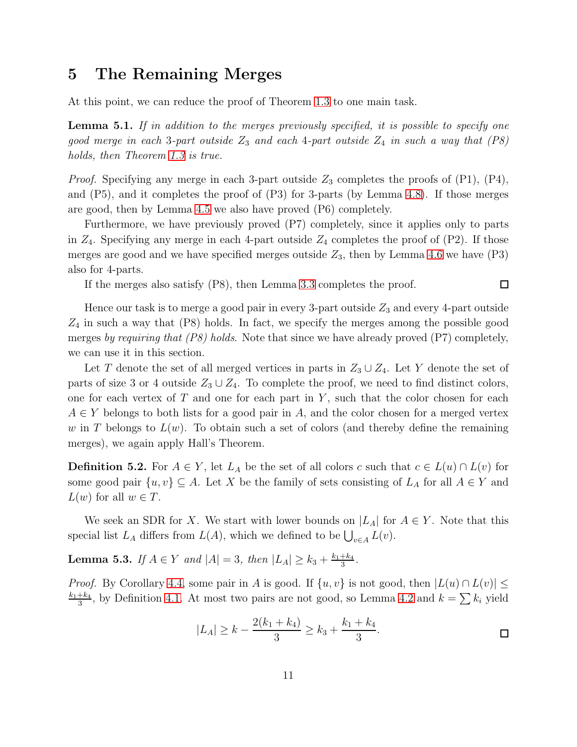# 5 The Remaining Merges

At this point, we can reduce the proof of Theorem 1.3 to one main task.

**Lemma 5.1.** *If in addition to the merges previously specified, it is possible to specify one good merge in each 3-part outside $Z_3$ and each 4-part outside $Z_4$ in such a way that (P8) holds, then Theorem 1.3 is true.*

*Proof.* Specifying any merge in each 3-part outside $Z_3$ completes the proofs of (P1), (P4), and (P5), and it completes the proof of (P3) for 3-parts (by Lemma 4.8). If those merges are good, then by Lemma 4.5 we also have proved (P6) completely.

Furthermore, we have previously proved (P7) completely, since it applies only to parts in $Z_4$. Specifying any merge in each 4-part outside $Z_4$ completes the proof of (P2). If those merges are good and we have specified merges outside $Z_3$, then by Lemma 4.6 we have (P3) also for 4-parts.

If the merges also satisfy (P8), then Lemma 3.3 completes the proof. □

Hence our task is to merge a good pair in every 3-part outside $Z_3$ and every 4-part outside $Z_4$ in such a way that (P8) holds. In fact, we specify the merges among the possible good merges *by requiring that (P8) holds*. Note that since we have already proved (P7) completely, we can use it in this section.

Let $T$ denote the set of all merged vertices in parts in $Z_3 \cup Z_4$. Let $Y$ denote the set of parts of size 3 or 4 outside $Z_3 \cup Z_4$. To complete the proof, we need to find distinct colors, one for each vertex of $T$ and one for each part in $Y$, such that the color chosen for each $A \in Y$ belongs to both lists for a good pair in $A$, and the color chosen for a merged vertex $w$ in $T$ belongs to $L(w)$. To obtain such a set of colors (and thereby define the remaining merges), we again apply Hall's Theorem.

**Definition 5.2.** For $A \in Y$, let $L_A$ be the set of all colors $c$ such that $c \in L(u) \cap L(v)$ for some good pair $\{u, v\} \subseteq A$. Let $X$ be the family of sets consisting of $L_A$ for all $A \in Y$ and $L(w)$ for all $w \in T$.

We seek an SDR for $X$. We start with lower bounds on $|L_A|$ for $A \in Y$. Note that this special list $L_A$ differs from $L(A)$, which we defined to be $\bigcup_{v \in A} L(v)$.

**Lemma 5.3.** *If $A \in Y$ and $|A| = 3$, then $|L_A| \geq k_3 + \frac{k_1+k_4}{3}$.*

*Proof.* By Corollary 4.4, some pair in $A$ is good. If $\{u, v\}$ is not good, then $|L(u) \cap L(v)| \leq \frac{k_1+k_4}{3}$, by Definition 4.1. At most two pairs are not good, so Lemma 4.2 and $k = \sum k_i$ yield

$$|L_A| \geq k - \frac{2(k_1 + k_4)}{3} \geq k_3 + \frac{k_1 + k_4}{3}.$$

□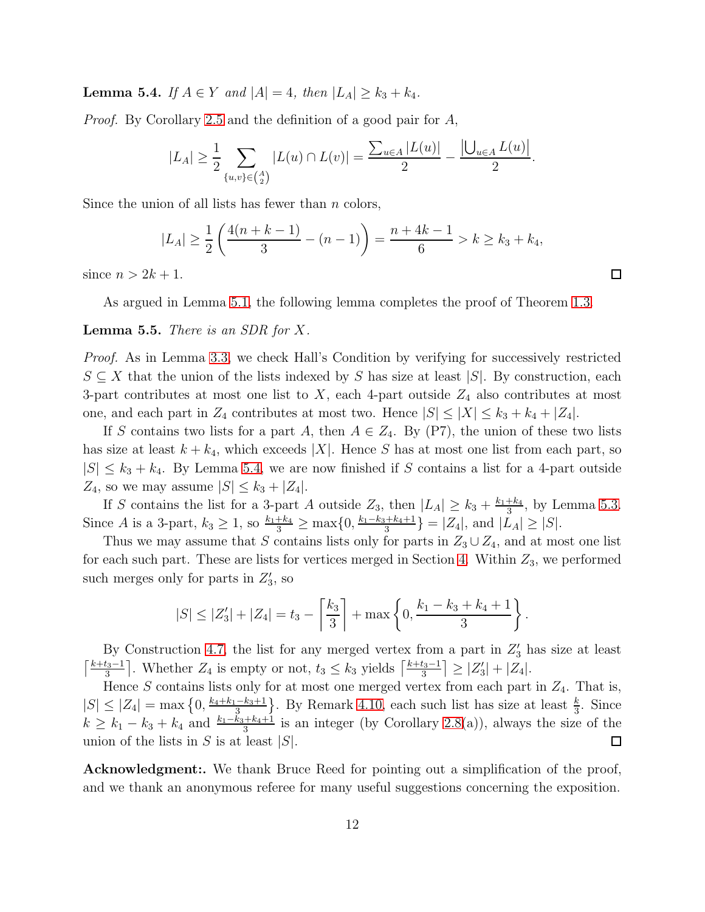**Lemma 5.4.** *If $A \in Y$ and $|A| = 4$, then $|L_A| \geq k_3 + k_4$.*

*Proof.* By Corollary 2.5 and the definition of a good pair for $A$,

$$|L_A| \geq \frac{1}{2} \sum_{\{u,v\} \in \binom{A}{2}} |L(u) \cap L(v)| = \frac{\sum_{u \in A} |L(u)|}{2} - \frac{\left|\bigcup_{u \in A} L(u)\right|}{2}.$$

Since the union of all lists has fewer than $n$ colors,

$$|L_A| \geq \frac{1}{2}\left(\frac{4(n+k-1)}{3} - (n-1)\right) = \frac{n+4k-1}{6} > k \geq k_3 + k_4,$$

since $n > 2k + 1$. $\square$

As argued in Lemma 5.1, the following lemma completes the proof of Theorem 1.3.

**Lemma 5.5.** *There is an SDR for $X$.*

*Proof.* As in Lemma 3.3, we check Hall's Condition by verifying for successively restricted $S \subseteq X$ that the union of the lists indexed by $S$ has size at least $|S|$. By construction, each 3-part contributes at most one list to $X$, each 4-part outside $Z_4$ also contributes at most one, and each part in $Z_4$ contributes at most two. Hence $|S| \leq |X| \leq k_3 + k_4 + |Z_4|$.

If $S$ contains two lists for a part $A$, then $A \in Z_4$. By (P7), the union of these two lists has size at least $k + k_4$, which exceeds $|X|$. Hence $S$ has at most one list from each part, so $|S| \leq k_3 + k_4$. By Lemma 5.4, we are now finished if $S$ contains a list for a 4-part outside $Z_4$, so we may assume $|S| \leq k_3 + |Z_4|$.

If $S$ contains the list for a 3-part $A$ outside $Z_3$, then $|L_A| \geq k_3 + \frac{k_1+k_4}{3}$, by Lemma 5.3. Since $A$ is a 3-part, $k_3 \geq 1$, so $\frac{k_1+k_4}{3} \geq \max\{0, \frac{k_1-k_3+k_4+1}{3}\} = |Z_4|$, and $|L_A| \geq |S|$.

Thus we may assume that $S$ contains lists only for parts in $Z_3 \cup Z_4$, and at most one list for each such part. These are lists for vertices merged in Section 4. Within $Z_3$, we performed such merges only for parts in $Z_3'$, so

$$|S| \leq |Z_3'| + |Z_4| = t_3 - \left\lceil \frac{k_3}{3} \right\rceil + \max\left\{0, \frac{k_1 - k_3 + k_4 + 1}{3}\right\}.$$

By Construction 4.7, the list for any merged vertex from a part in $Z_3'$ has size at least $\left\lceil \frac{k+t_3-1}{3} \right\rceil$. Whether $Z_4$ is empty or not, $t_3 \leq k_3$ yields $\left\lceil \frac{k+t_3-1}{3} \right\rceil \geq |Z_3'| + |Z_4|$.

Hence $S$ contains lists only for at most one merged vertex from each part in $Z_4$. That is, $|S| \leq |Z_4| = \max\left\{0, \frac{k_4+k_1-k_3+1}{3}\right\}$. By Remark 4.10, each such list has size at least $\frac{k}{3}$. Since $k \geq k_1 - k_3 + k_4$ and $\frac{k_1-k_3+k_4+1}{3}$ is an integer (by Corollary 2.8(a)), always the size of the union of the lists in $S$ is at least $|S|$. $\square$

**Acknowledgment:.** We thank Bruce Reed for pointing out a simplification of the proof, and we thank an anonymous referee for many useful suggestions concerning the exposition.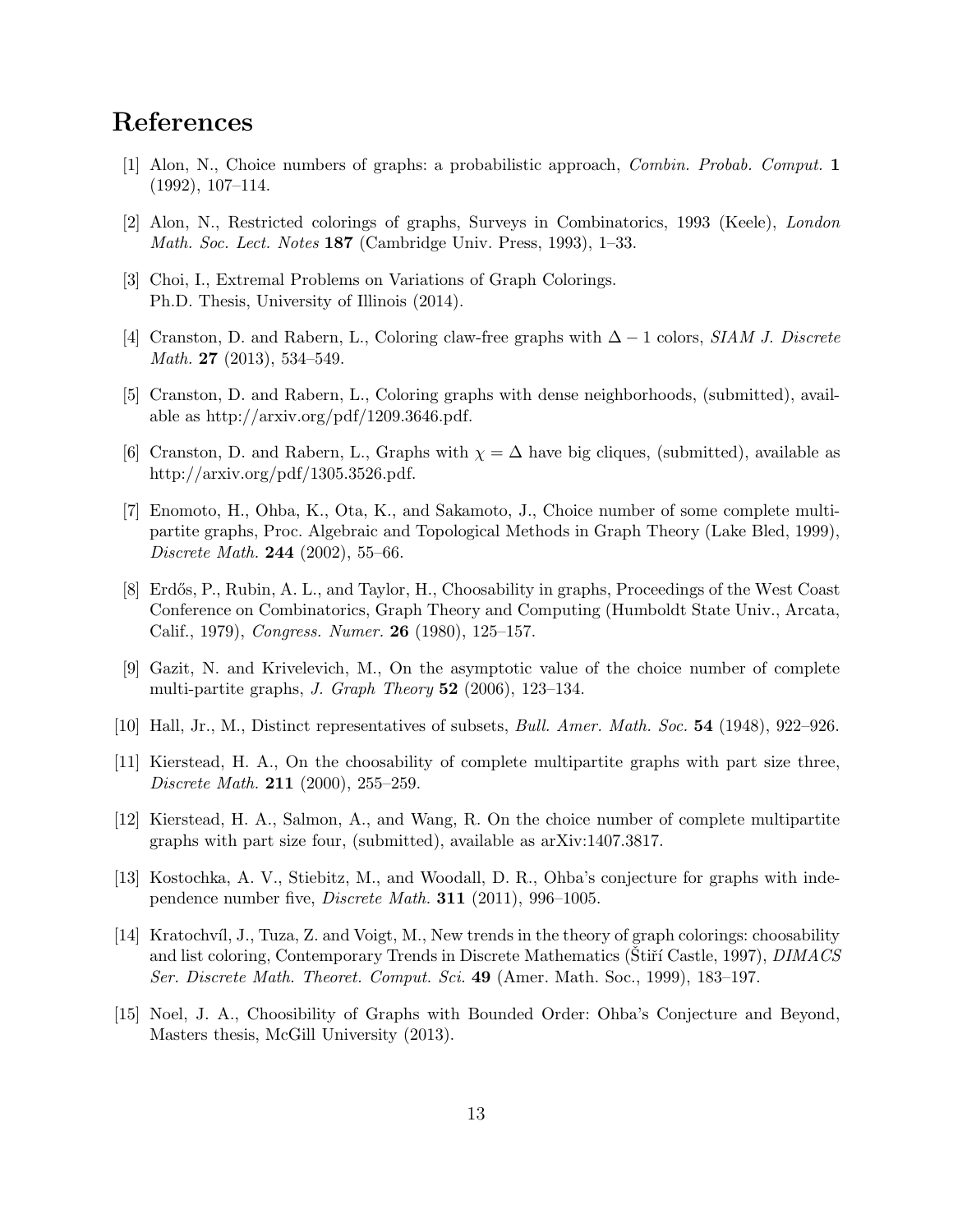# References

[1] Alon, N., Choice numbers of graphs: a probabilistic approach, *Combin. Probab. Comput.* **1** (1992), 107–114.

[2] Alon, N., Restricted colorings of graphs, Surveys in Combinatorics, 1993 (Keele), *London Math. Soc. Lect. Notes* **187** (Cambridge Univ. Press, 1993), 1–33.

[3] Choi, I., Extremal Problems on Variations of Graph Colorings. Ph.D. Thesis, University of Illinois (2014).

[4] Cranston, D. and Rabern, L., Coloring claw-free graphs with $\Delta - 1$ colors, *SIAM J. Discrete Math.* **27** (2013), 534–549.

[5] Cranston, D. and Rabern, L., Coloring graphs with dense neighborhoods, (submitted), available as http://arxiv.org/pdf/1209.3646.pdf.

[6] Cranston, D. and Rabern, L., Graphs with $\chi = \Delta$ have big cliques, (submitted), available as http://arxiv.org/pdf/1305.3526.pdf.

[7] Enomoto, H., Ohba, K., Ota, K., and Sakamoto, J., Choice number of some complete multi-partite graphs, Proc. Algebraic and Topological Methods in Graph Theory (Lake Bled, 1999), *Discrete Math.* **244** (2002), 55–66.

[8] Erdős, P., Rubin, A. L., and Taylor, H., Choosability in graphs, Proceedings of the West Coast Conference on Combinatorics, Graph Theory and Computing (Humboldt State Univ., Arcata, Calif., 1979), *Congress. Numer.* **26** (1980), 125–157.

[9] Gazit, N. and Krivelevich, M., On the asymptotic value of the choice number of complete multi-partite graphs, *J. Graph Theory* **52** (2006), 123–134.

[10] Hall, Jr., M., Distinct representatives of subsets, *Bull. Amer. Math. Soc.* **54** (1948), 922–926.

[11] Kierstead, H. A., On the choosability of complete multipartite graphs with part size three, *Discrete Math.* **211** (2000), 255–259.

[12] Kierstead, H. A., Salmon, A., and Wang, R. On the choice number of complete multipartite graphs with part size four, (submitted), available as arXiv:1407.3817.

[13] Kostochka, A. V., Stiebitz, M., and Woodall, D. R., Ohba's conjecture for graphs with independence number five, *Discrete Math.* **311** (2011), 996–1005.

[14] Kratochvíl, J., Tuza, Z. and Voigt, M., New trends in the theory of graph colorings: choosability and list coloring, Contemporary Trends in Discrete Mathematics (Štiří Castle, 1997), *DIMACS Ser. Discrete Math. Theoret. Comput. Sci.* **49** (Amer. Math. Soc., 1999), 183–197.

[15] Noel, J. A., Choosibility of Graphs with Bounded Order: Ohba's Conjecture and Beyond, Masters thesis, McGill University (2013).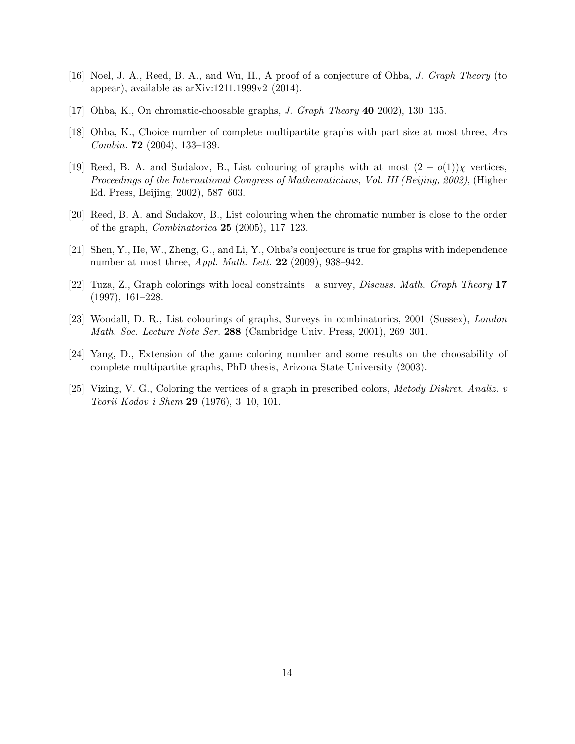[16] Noel, J. A., Reed, B. A., and Wu, H., A proof of a conjecture of Ohba, *J. Graph Theory* (to appear), available as arXiv:1211.1999v2 (2014).

[17] Ohba, K., On chromatic-choosable graphs, *J. Graph Theory* **40** 2002), 130–135.

[18] Ohba, K., Choice number of complete multipartite graphs with part size at most three, *Ars Combin.* **72** (2004), 133–139.

[19] Reed, B. A. and Sudakov, B., List colouring of graphs with at most $(2 - o(1))\chi$ vertices, *Proceedings of the International Congress of Mathematicians, Vol. III (Beijing, 2002)*, (Higher Ed. Press, Beijing, 2002), 587–603.

[20] Reed, B. A. and Sudakov, B., List colouring when the chromatic number is close to the order of the graph, *Combinatorica* **25** (2005), 117–123.

[21] Shen, Y., He, W., Zheng, G., and Li, Y., Ohba's conjecture is true for graphs with independence number at most three, *Appl. Math. Lett.* **22** (2009), 938–942.

[22] Tuza, Z., Graph colorings with local constraints—a survey, *Discuss. Math. Graph Theory* **17** (1997), 161–228.

[23] Woodall, D. R., List colourings of graphs, Surveys in combinatorics, 2001 (Sussex), *London Math. Soc. Lecture Note Ser.* **288** (Cambridge Univ. Press, 2001), 269–301.

[24] Yang, D., Extension of the game coloring number and some results on the choosability of complete multipartite graphs, PhD thesis, Arizona State University (2003).

[25] Vizing, V. G., Coloring the vertices of a graph in prescribed colors, *Metody Diskret. Analiz. v Teorii Kodov i Shem* **29** (1976), 3–10, 101.